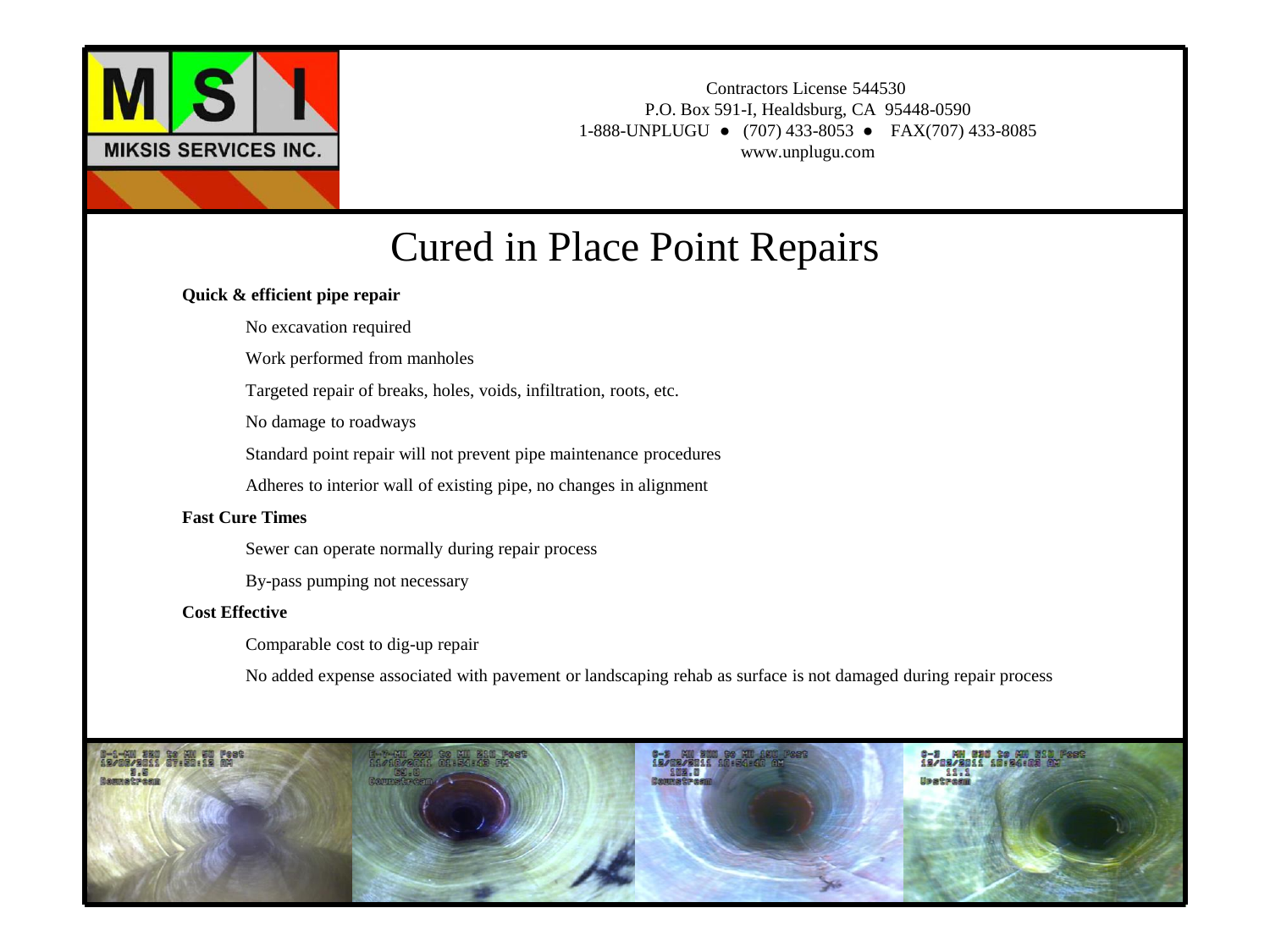MIKSIS SERVICES INC.

Contractors License 544530
P.O. Box 591-I, Healdsburg, CA 95448-0590
1-888-UNPLUGU ● (707) 433-8053 ● FAX(707) 433-8085
www.unplugu.com

# Cured in Place Point Repairs

**Quick & efficient pipe repair**

- No excavation required
- Work performed from manholes
- Targeted repair of breaks, holes, voids, infiltration, roots, etc.
- No damage to roadways
- Standard point repair will not prevent pipe maintenance procedures
- Adheres to interior wall of existing pipe, no changes in alignment

**Fast Cure Times**

- Sewer can operate normally during repair process
- By-pass pumping not necessary

**Cost Effective**

- Comparable cost to dig-up repair
- No added expense associated with pavement or landscaping rehab as surface is not damaged during repair process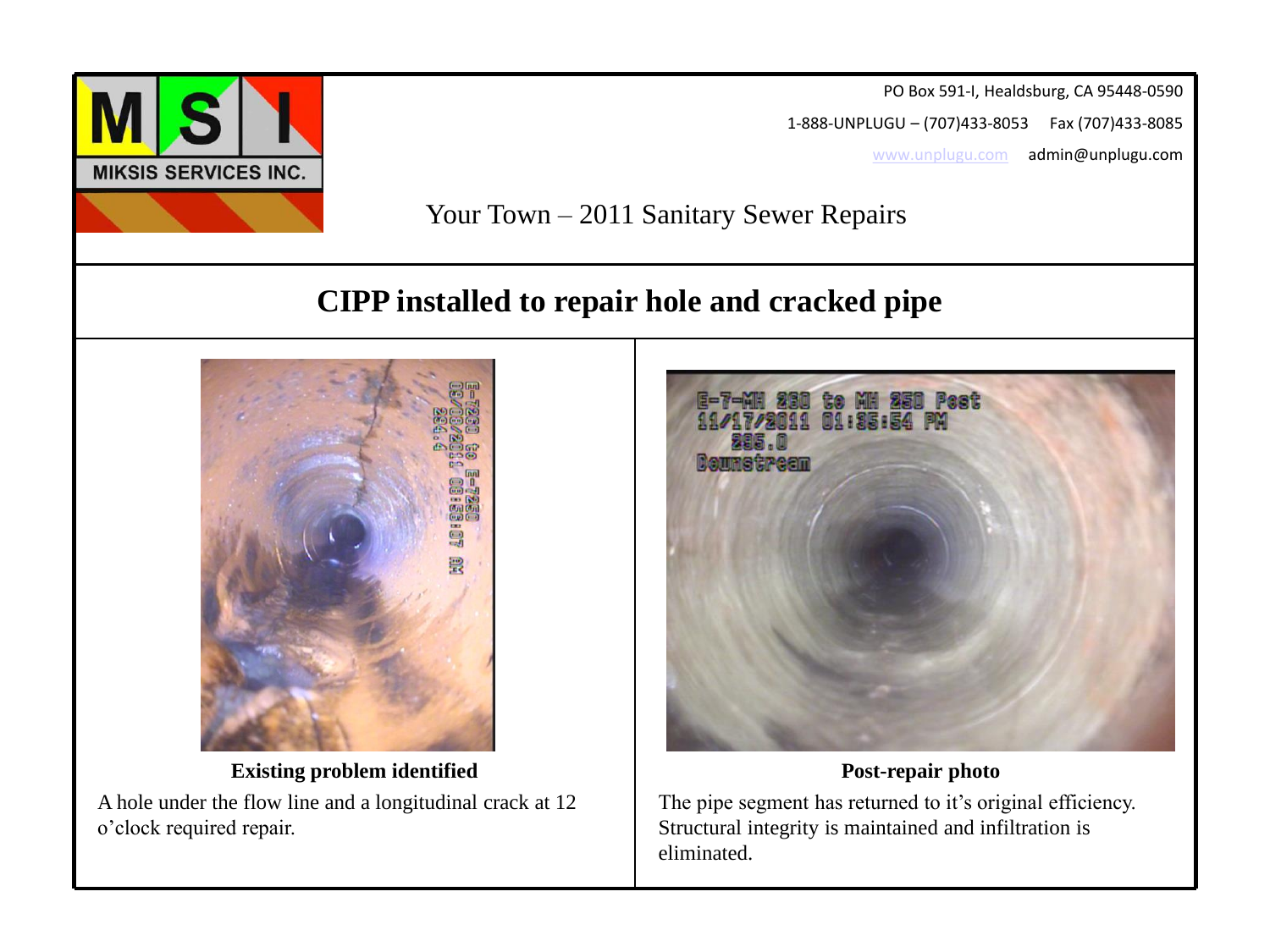**M S I**
**MIKSIS SERVICES INC.**

PO Box 591-I, Healdsburg, CA 95448-0590

1-888-UNPLUGU – (707)433-8053 Fax (707)433-8085

www.unplugu.com admin@unplugu.com

Your Town – 2011 Sanitary Sewer Repairs

# CIPP installed to repair hole and cracked pipe

**Existing problem identified**

A hole under the flow line and a longitudinal crack at 12 o'clock required repair.

**Post-repair photo**

The pipe segment has returned to it's original efficiency. Structural integrity is maintained and infiltration is eliminated.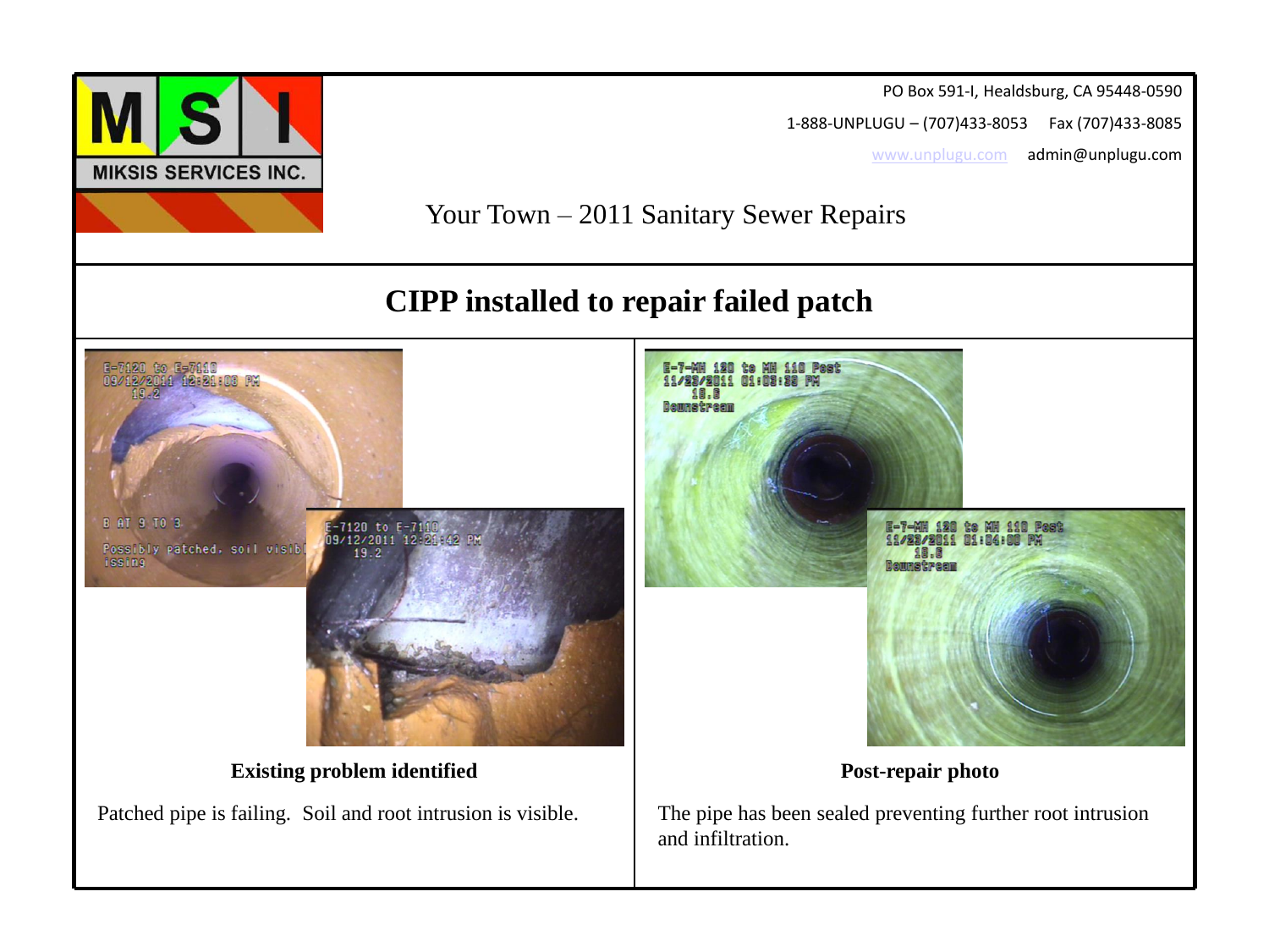MIKSIS SERVICES INC.

PO Box 591-I, Healdsburg, CA 95448-0590

1-888-UNPLUGU – (707)433-8053 Fax (707)433-8085

www.unplugu.com admin@unplugu.com

Your Town – 2011 Sanitary Sewer Repairs

# CIPP installed to repair failed patch

**Existing problem identified**

Patched pipe is failing. Soil and root intrusion is visible.

**Post-repair photo**

The pipe has been sealed preventing further root intrusion and infiltration.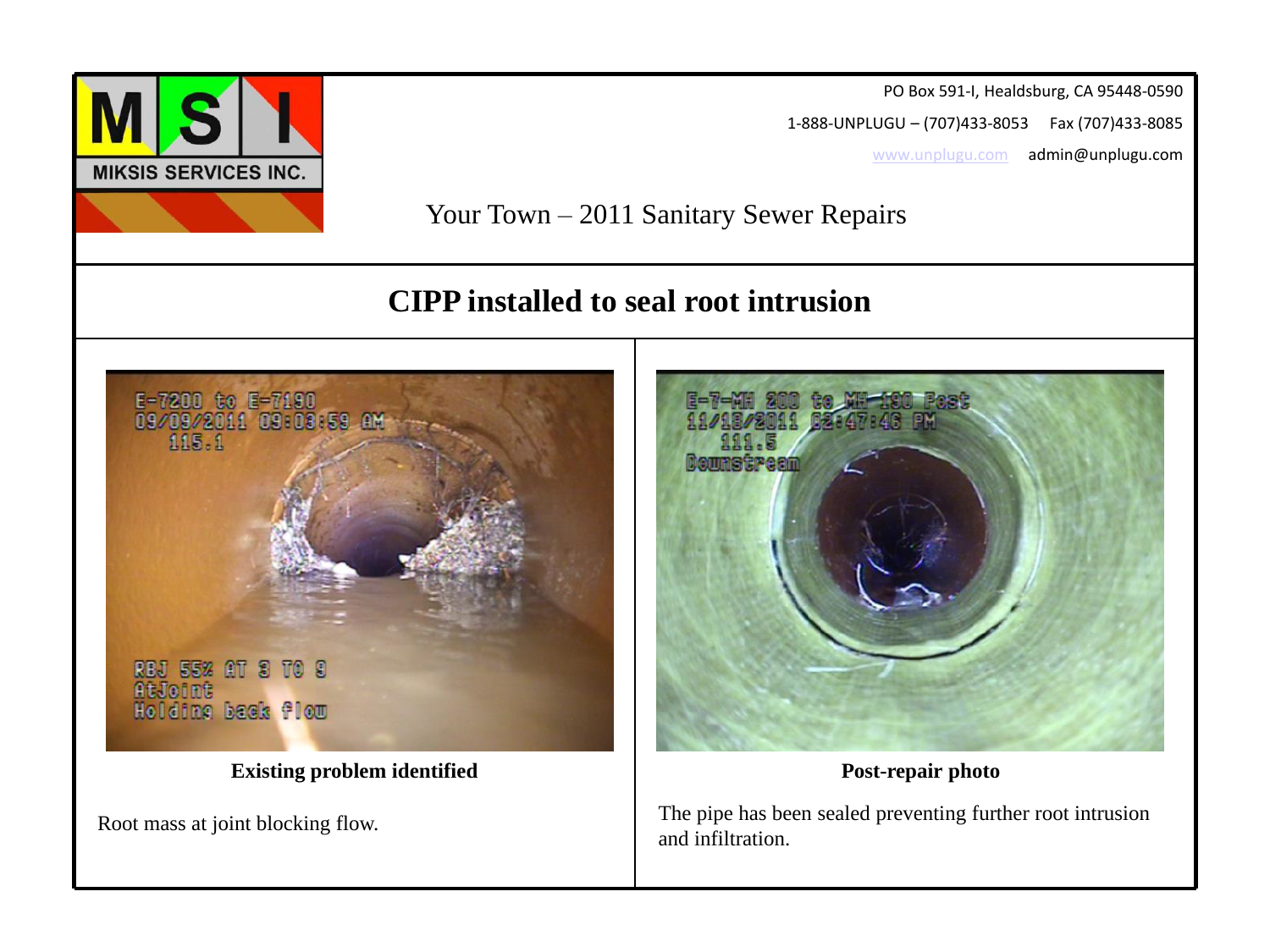PO Box 591-I, Healdsburg, CA 95448-0590

1-888-UNPLUGU – (707)433-8053 Fax (707)433-8085

www.unplugu.com admin@unplugu.com

MIKSIS SERVICES INC.

Your Town – 2011 Sanitary Sewer Repairs

# CIPP installed to seal root intrusion

**Existing problem identified**

Root mass at joint blocking flow.

**Post-repair photo**

The pipe has been sealed preventing further root intrusion and infiltration.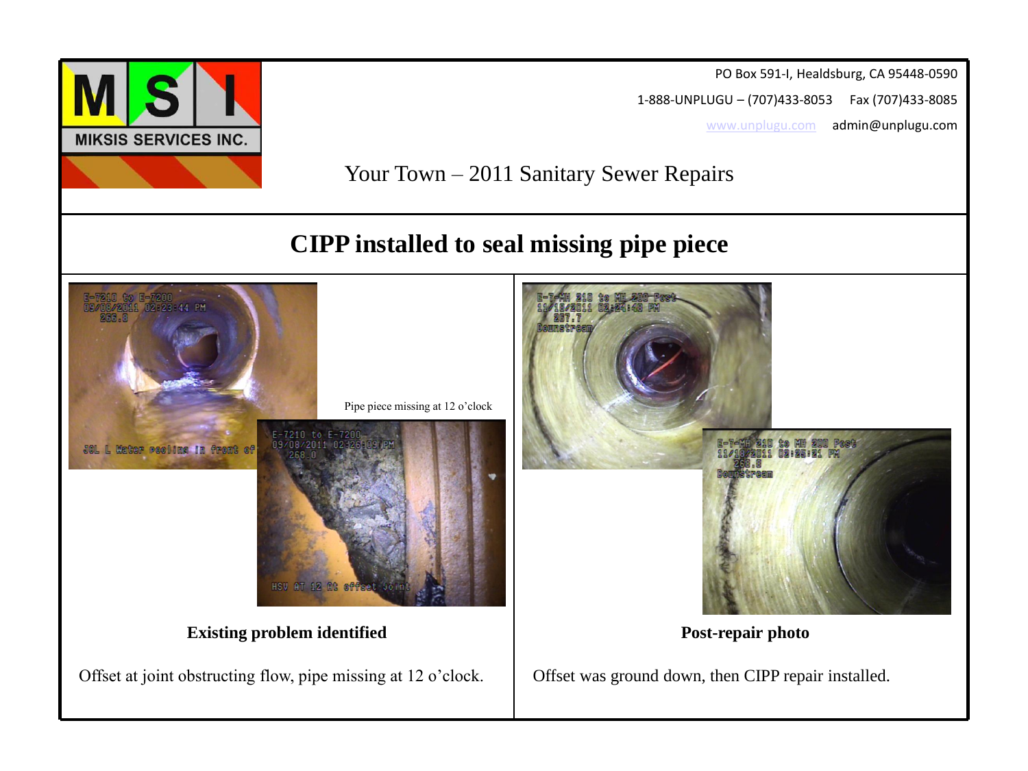PO Box 591-I, Healdsburg, CA 95448-0590

1-888-UNPLUGU – (707)433-8053 Fax (707)433-8085

www.unplugu.com admin@unplugu.com

MIKSIS SERVICES INC.

Your Town – 2011 Sanitary Sewer Repairs

# CIPP installed to seal missing pipe piece

Pipe piece missing at 12 o'clock

**Existing problem identified**

Offset at joint obstructing flow, pipe missing at 12 o'clock.

**Post-repair photo**

Offset was ground down, then CIPP repair installed.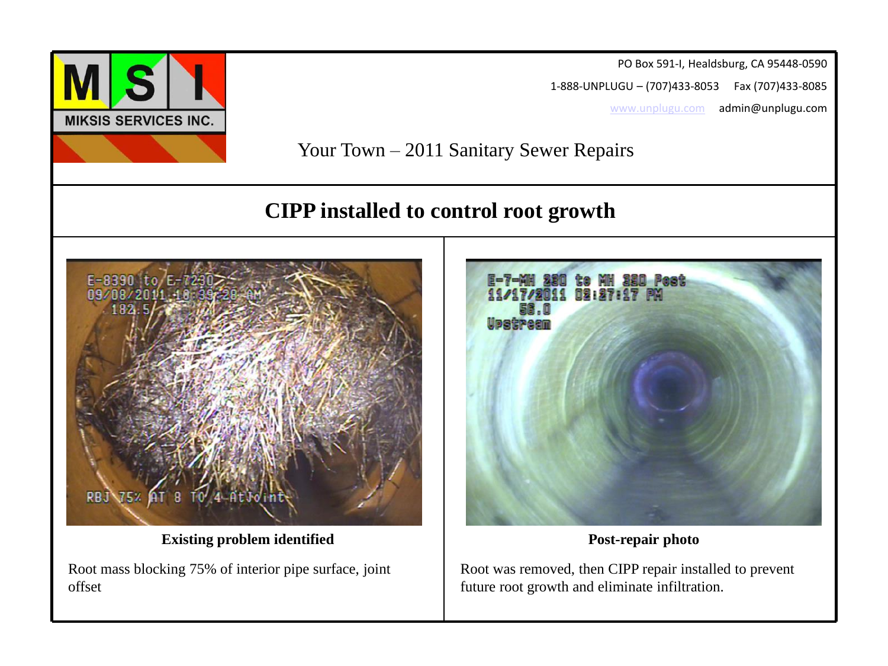PO Box 591-I, Healdsburg, CA 95448-0590

1-888-UNPLUGU – (707)433-8053 Fax (707)433-8085

www.unplugu.com admin@unplugu.com

MIKSIS SERVICES INC.

Your Town – 2011 Sanitary Sewer Repairs

# CIPP installed to control root growth

**Existing problem identified**

Root mass blocking 75% of interior pipe surface, joint offset

**Post-repair photo**

Root was removed, then CIPP repair installed to prevent future root growth and eliminate infiltration.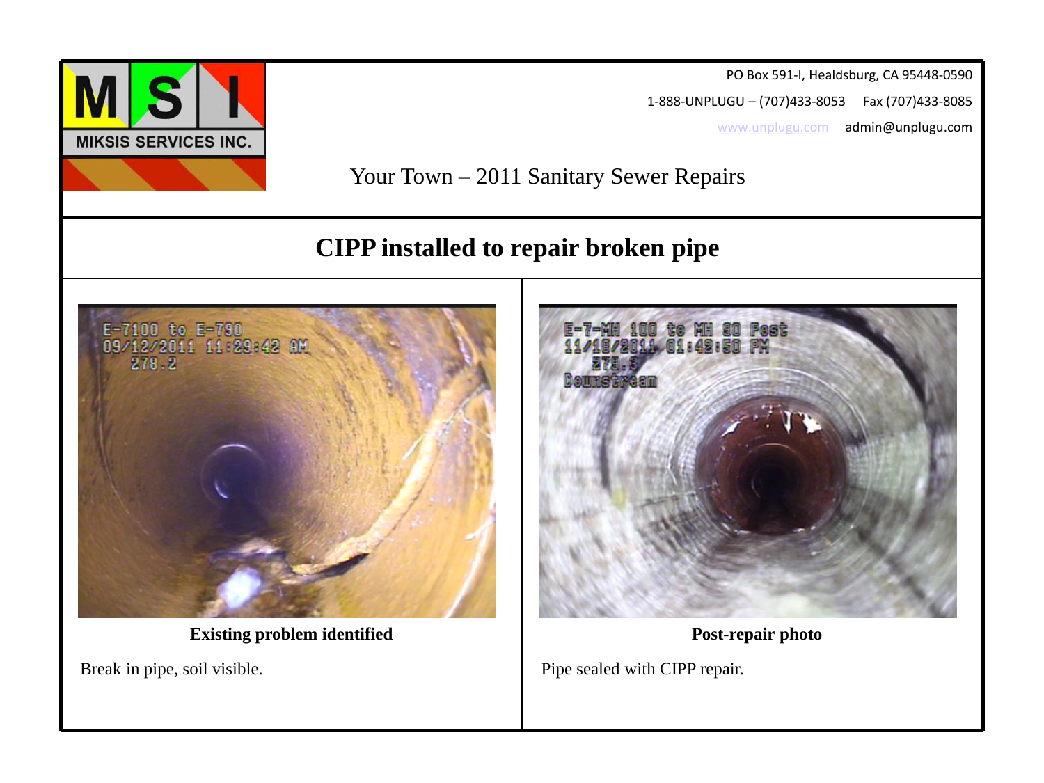MSI
MIKSIS SERVICES INC.

PO Box 591-I, Healdsburg, CA 95448-0590

1-888-UNPLUGU – (707)433-8053 Fax (707)433-8085

www.unplugu.com admin@unplugu.com

Your Town – 2011 Sanitary Sewer Repairs

# CIPP installed to repair broken pipe

**Existing problem identified**

Break in pipe, soil visible.

**Post-repair photo**

Pipe sealed with CIPP repair.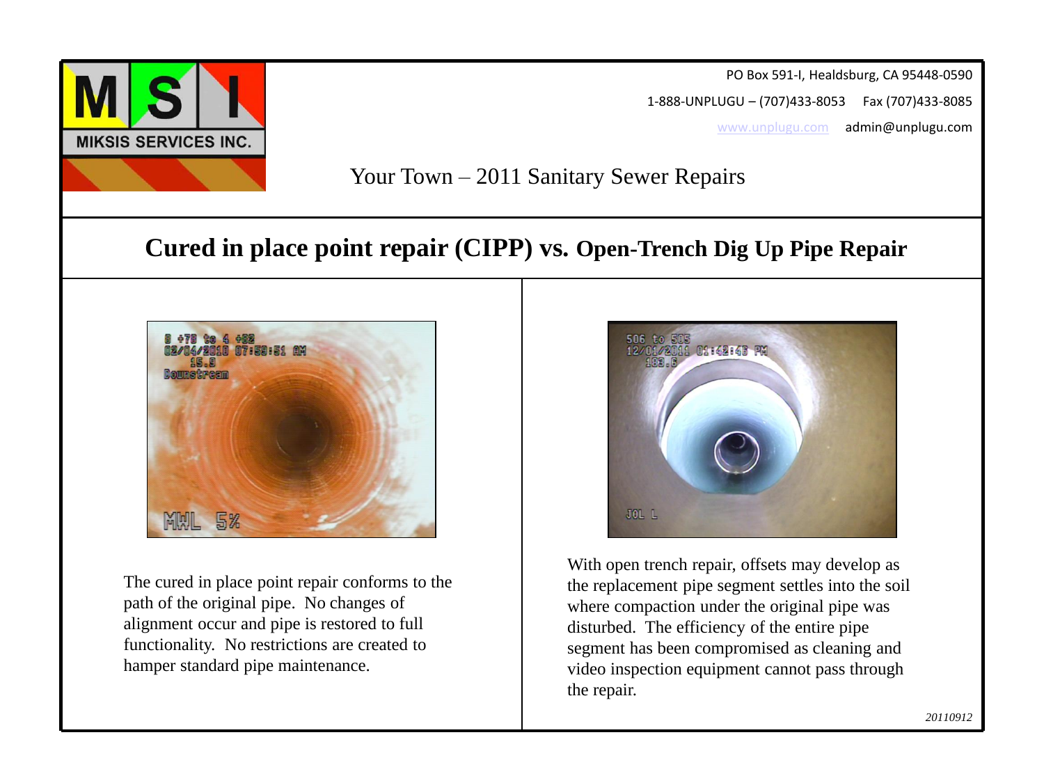MSI
MIKSIS SERVICES INC.

PO Box 591-I, Healdsburg, CA 95448-0590

1-888-UNPLUGU – (707)433-8053 Fax (707)433-8085

www.unplugu.com admin@unplugu.com

Your Town – 2011 Sanitary Sewer Repairs

# Cured in place point repair (CIPP) vs. Open-Trench Dig Up Pipe Repair

The cured in place point repair conforms to the path of the original pipe. No changes of alignment occur and pipe is restored to full functionality. No restrictions are created to hamper standard pipe maintenance.

With open trench repair, offsets may develop as the replacement pipe segment settles into the soil where compaction under the original pipe was disturbed. The efficiency of the entire pipe segment has been compromised as cleaning and video inspection equipment cannot pass through the repair.

*20110912*